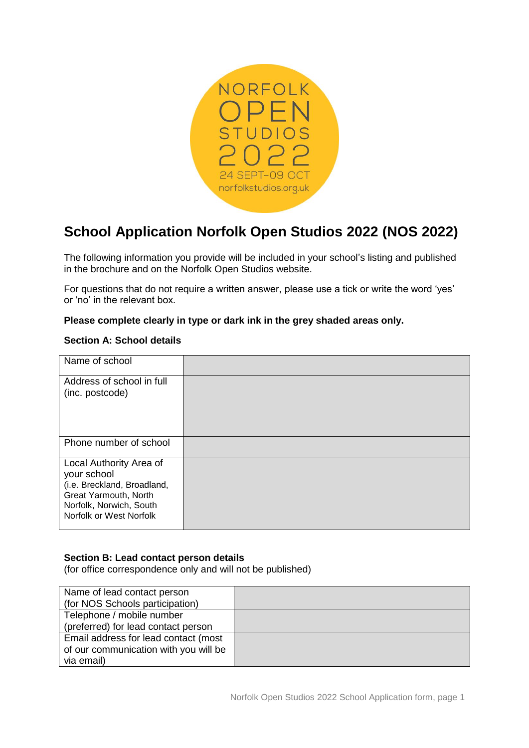NORFOLK OPEN STUDIOS 2022

24 SEPT–09 OCT

norfolkstudios.org.uk

# School Application Norfolk Open Studios 2022 (NOS 2022)

The following information you provide will be included in your school's listing and published in the brochure and on the Norfolk Open Studios website.

For questions that do not require a written answer, please use a tick or write the word 'yes' or 'no' in the relevant box.

**Please complete clearly in type or dark ink in the grey shaded areas only.**

**Section A: School details**

| | |
|---|---|
| Name of school | |
| Address of school in full (inc. postcode) | |
| Phone number of school | |
| Local Authority Area of your school (i.e. Breckland, Broadland, Great Yarmouth, North Norfolk, Norwich, South Norfolk or West Norfolk | |

**Section B: Lead contact person details**

(for office correspondence only and will not be published)

| | |
|---|---|
| Name of lead contact person (for NOS Schools participation) | |
| Telephone / mobile number (preferred) for lead contact person | |
| Email address for lead contact (most of our communication with you will be via email) | |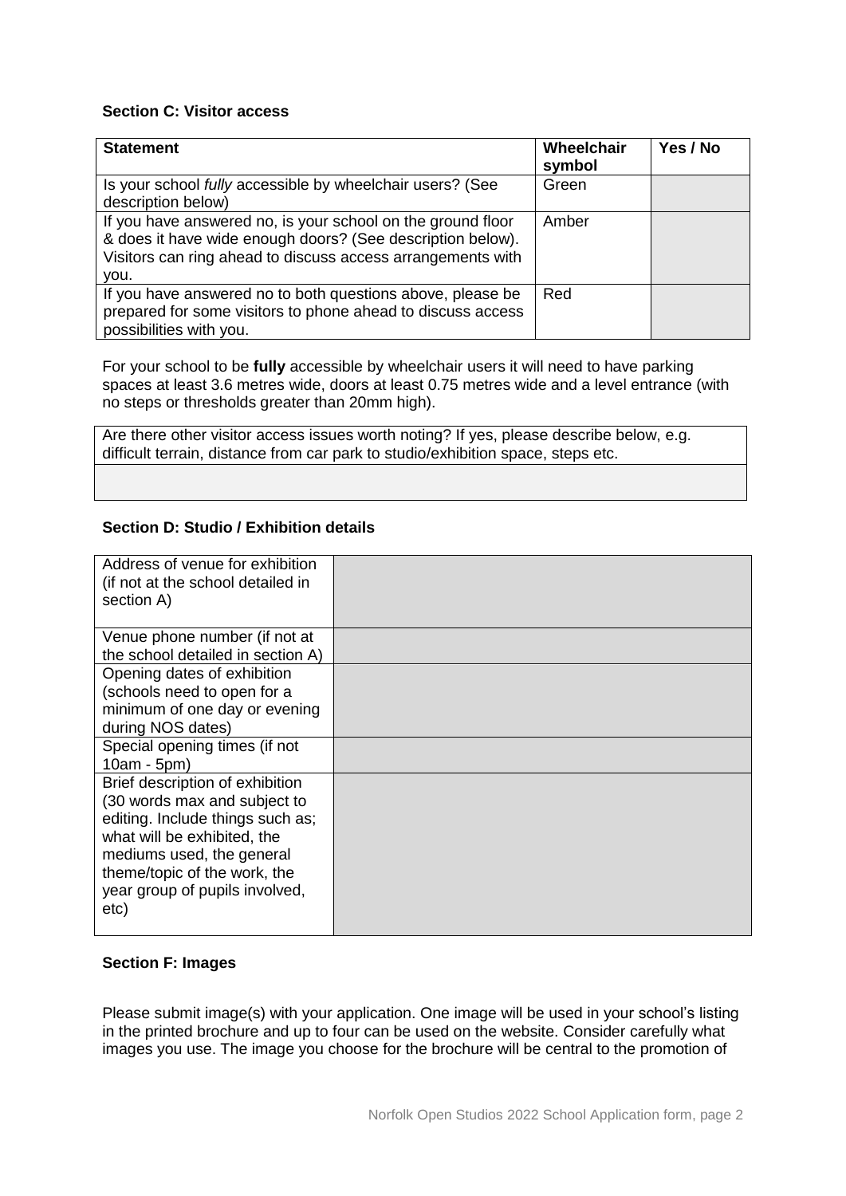**Section C: Visitor access**

| Statement | Wheelchair symbol | Yes / No |
|---|---|---|
| Is your school *fully* accessible by wheelchair users? (See description below) | Green | |
| If you have answered no, is your school on the ground floor & does it have wide enough doors? (See description below). Visitors can ring ahead to discuss access arrangements with you. | Amber | |
| If you have answered no to both questions above, please be prepared for some visitors to phone ahead to discuss access possibilities with you. | Red | |

For your school to be **fully** accessible by wheelchair users it will need to have parking spaces at least 3.6 metres wide, doors at least 0.75 metres wide and a level entrance (with no steps or thresholds greater than 20mm high).

| Are there other visitor access issues worth noting? If yes, please describe below, e.g. difficult terrain, distance from car park to studio/exhibition space, steps etc. |
|---|
| |

**Section D: Studio / Exhibition details**

| | |
|---|---|
| Address of venue for exhibition (if not at the school detailed in section A) | |
| Venue phone number (if not at the school detailed in section A) | |
| Opening dates of exhibition (schools need to open for a minimum of one day or evening during NOS dates) | |
| Special opening times (if not 10am - 5pm) | |
| Brief description of exhibition (30 words max and subject to editing. Include things such as; what will be exhibited, the mediums used, the general theme/topic of the work, the year group of pupils involved, etc) | |

**Section F: Images**

Please submit image(s) with your application. One image will be used in your school's listing in the printed brochure and up to four can be used on the website. Consider carefully what images you use. The image you choose for the brochure will be central to the promotion of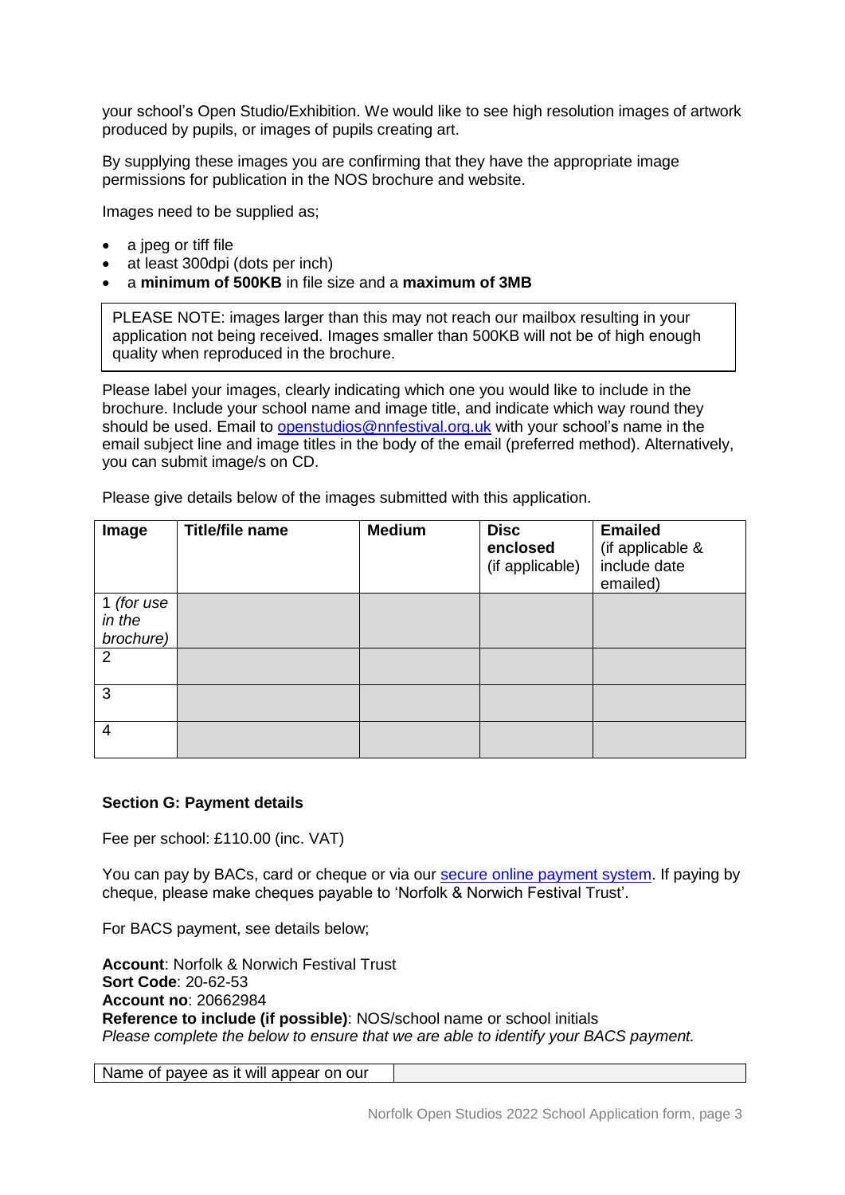your school's Open Studio/Exhibition. We would like to see high resolution images of artwork produced by pupils, or images of pupils creating art.

By supplying these images you are confirming that they have the appropriate image permissions for publication in the NOS brochure and website.

Images need to be supplied as;

- a jpeg or tiff file
- at least 300dpi (dots per inch)
- a **minimum of 500KB** in file size and a **maximum of 3MB**

PLEASE NOTE: images larger than this may not reach our mailbox resulting in your application not being received. Images smaller than 500KB will not be of high enough quality when reproduced in the brochure.

Please label your images, clearly indicating which one you would like to include in the brochure. Include your school name and image title, and indicate which way round they should be used. Email to openstudios@nnfestival.org.uk with your school's name in the email subject line and image titles in the body of the email (preferred method). Alternatively, you can submit image/s on CD.

Please give details below of the images submitted with this application.

| **Image** | **Title/file name** | **Medium** | **Disc enclosed** (if applicable) | **Emailed** (if applicable & include date emailed) |
|---|---|---|---|---|
| 1 *(for use in the brochure)* | | | | |
| 2 | | | | |
| 3 | | | | |
| 4 | | | | |

**Section G: Payment details**

Fee per school: £110.00 (inc. VAT)

You can pay by BACs, card or cheque or via our secure online payment system. If paying by cheque, please make cheques payable to 'Norfolk & Norwich Festival Trust'.

For BACS payment, see details below;

**Account**: Norfolk & Norwich Festival Trust
**Sort Code**: 20-62-53
**Account no**: 20662984
**Reference to include (if possible)**: NOS/school name or school initials
*Please complete the below to ensure that we are able to identify your BACS payment.*

| Name of payee as it will appear on our | |
|---|---|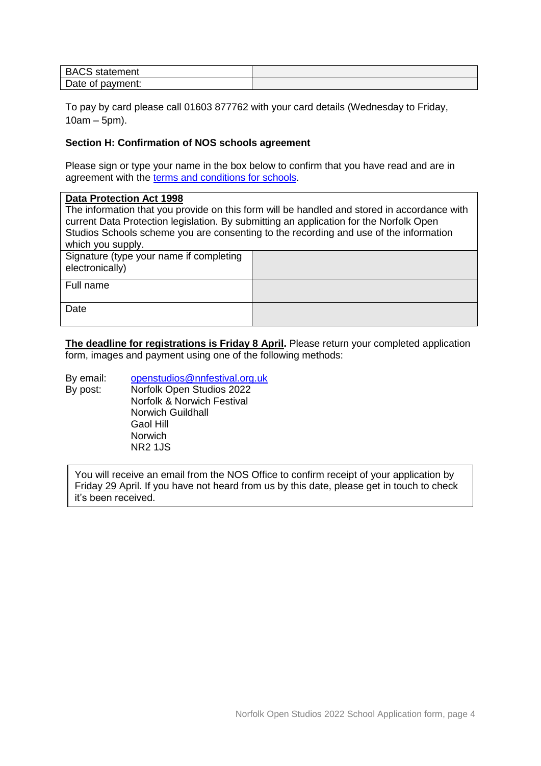| | |
|---|---|
| BACS statement | |
| Date of payment: | |

To pay by card please call 01603 877762 with your card details (Wednesday to Friday, 10am – 5pm).

**Section H: Confirmation of NOS schools agreement**

Please sign or type your name in the box below to confirm that you have read and are in agreement with the terms and conditions for schools.

**Data Protection Act 1998**
The information that you provide on this form will be handled and stored in accordance with current Data Protection legislation. By submitting an application for the Norfolk Open Studios Schools scheme you are consenting to the recording and use of the information which you supply.

| | |
|---|---|
| Signature (type your name if completing electronically) | |
| Full name | |
| Date | |

**The deadline for registrations is Friday 8 April.** Please return your completed application form, images and payment using one of the following methods:

By email: openstudios@nnfestival.org.uk
By post: Norfolk Open Studios 2022
Norfolk & Norwich Festival
Norwich Guildhall
Gaol Hill
Norwich
NR2 1JS

You will receive an email from the NOS Office to confirm receipt of your application by Friday 29 April. If you have not heard from us by this date, please get in touch to check it's been received.